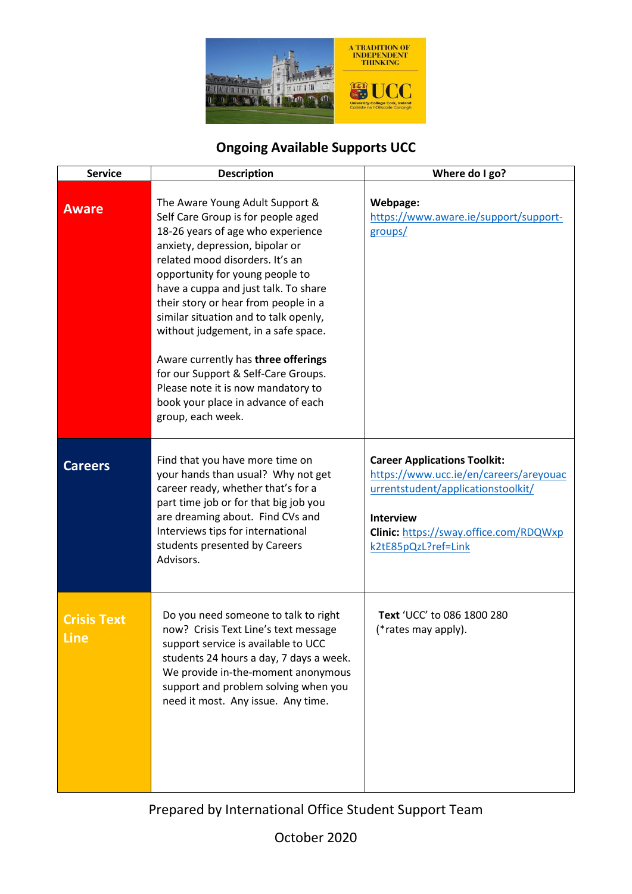## Ongoing Available Supports UCC

| Service | Description | Where do I go? |
|---|---|---|
| **Aware** | The Aware Young Adult Support & Self Care Group is for people aged 18-26 years of age who experience anxiety, depression, bipolar or related mood disorders. It's an opportunity for young people to have a cuppa and just talk. To share their story or hear from people in a similar situation and to talk openly, without judgement, in a safe space.<br><br>Aware currently has **three offerings** for our Support & Self-Care Groups. Please note it is now mandatory to book your place in advance of each group, each week. | **Webpage:** https://www.aware.ie/support/support-groups/ |
| **Careers** | Find that you have more time on your hands than usual? Why not get career ready, whether that's for a part time job or for that big job you are dreaming about. Find CVs and Interviews tips for international students presented by Careers Advisors. | **Career Applications Toolkit:** https://www.ucc.ie/en/careers/areyouacurrentstudent/applicationstoolkit/<br><br>**Interview Clinic:** https://sway.office.com/RDQWxpk2tE85pQzL?ref=Link |
| **Crisis Text Line** | Do you need someone to talk to right now? Crisis Text Line's text message support service is available to UCC students 24 hours a day, 7 days a week. We provide in-the-moment anonymous support and problem solving when you need it most. Any issue. Any time. | **Text** 'UCC' to 086 1800 280 (*rates may apply). |

Prepared by International Office Student Support Team

October 2020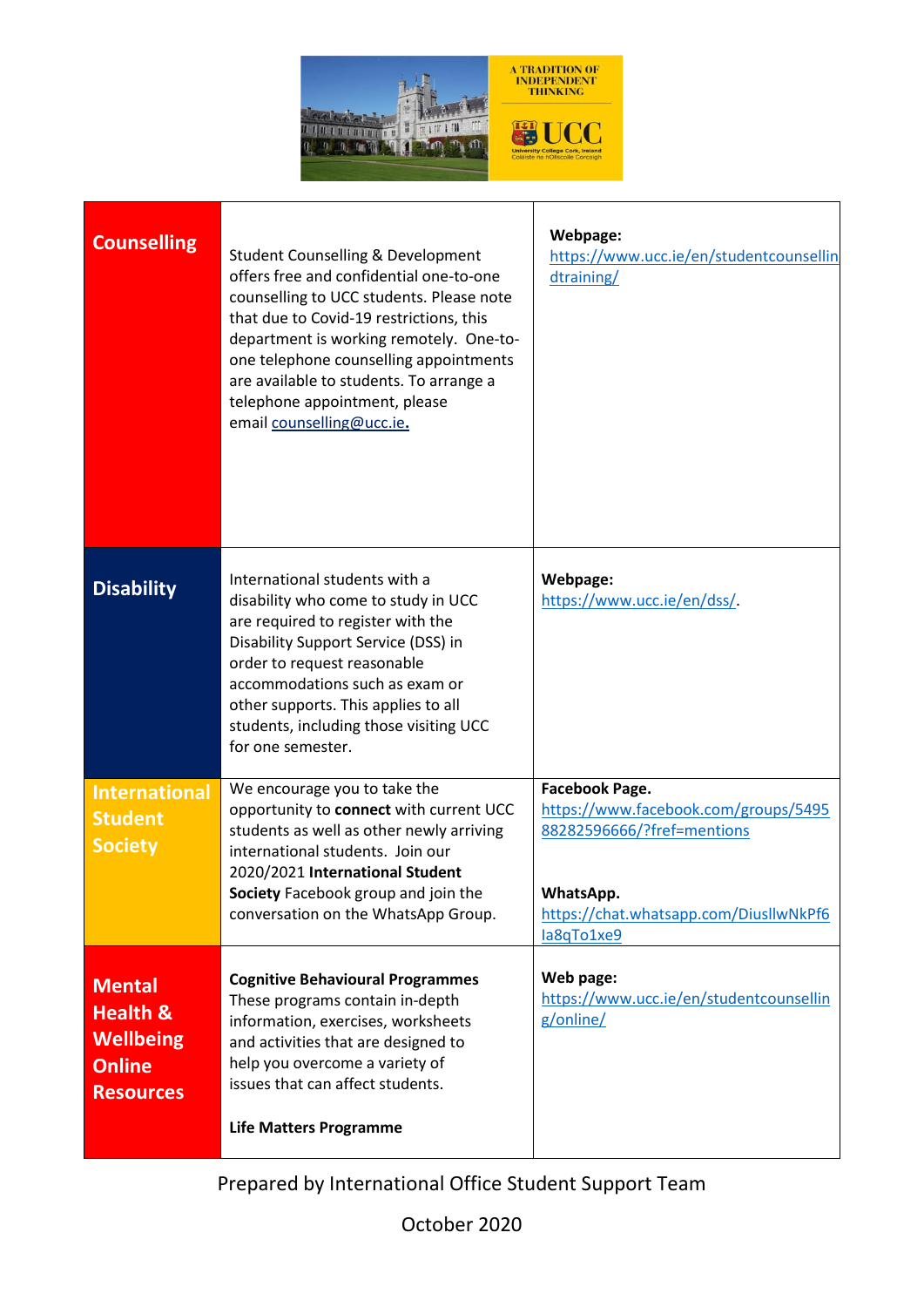| | | |
|---|---|---|
| **Counselling** | Student Counselling & Development offers free and confidential one-to-one counselling to UCC students. Please note that due to Covid-19 restrictions, this department is working remotely. One-to-one telephone counselling appointments are available to students. To arrange a telephone appointment, please email counselling@ucc.ie. | **Webpage:** https://www.ucc.ie/en/studentcounsellingdtraining/ |
| **Disability** | International students with a disability who come to study in UCC are required to register with the Disability Support Service (DSS) in order to request reasonable accommodations such as exam or other supports. This applies to all students, including those visiting UCC for one semester. | **Webpage:** https://www.ucc.ie/en/dss/. |
| **International Student Society** | We encourage you to take the opportunity to **connect** with current UCC students as well as other newly arriving international students. Join our 2020/2021 **International Student Society** Facebook group and join the conversation on the WhatsApp Group. | **Facebook Page.** https://www.facebook.com/groups/549588282596666/?fref=mentions <br><br> **WhatsApp.** https://chat.whatsapp.com/DiusllwNkPf6la8qTo1xe9 |
| **Mental Health & Wellbeing Online Resources** | **Cognitive Behavioural Programmes** These programs contain in-depth information, exercises, worksheets and activities that are designed to help you overcome a variety of issues that can affect students. <br><br> **Life Matters Programme** | **Web page:** https://www.ucc.ie/en/studentcounselling/online/ |

Prepared by International Office Student Support Team

October 2020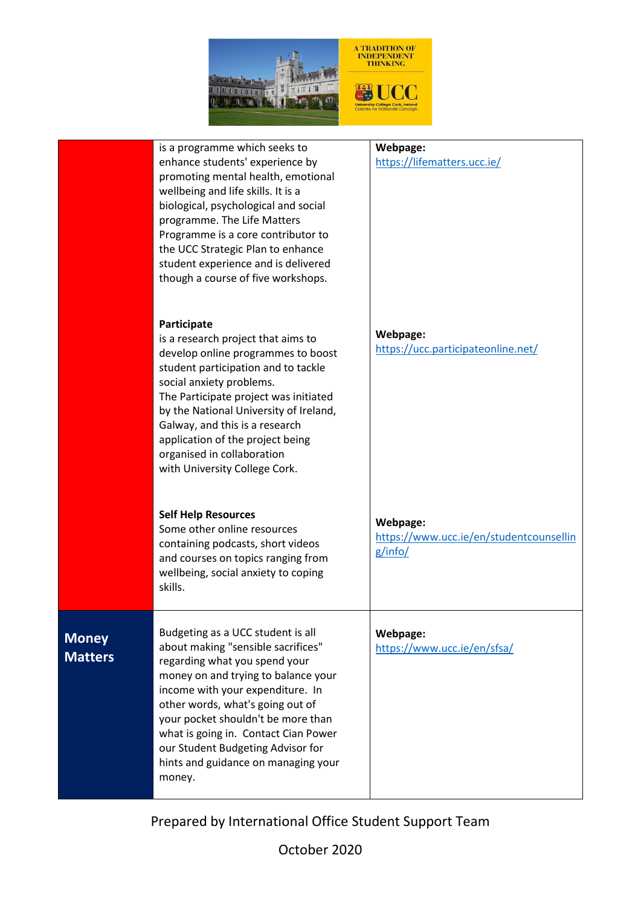| | | |
|---|---|---|
| | is a programme which seeks to enhance students' experience by promoting mental health, emotional wellbeing and life skills. It is a biological, psychological and social programme. The Life Matters Programme is a core contributor to the UCC Strategic Plan to enhance student experience and is delivered though a course of five workshops.<br><br>**Participate**<br>is a research project that aims to develop online programmes to boost student participation and to tackle social anxiety problems.<br>The Participate project was initiated by the National University of Ireland, Galway, and this is a research application of the project being organised in collaboration with University College Cork.<br><br>**Self Help Resources**<br>Some other online resources containing podcasts, short videos and courses on topics ranging from wellbeing, social anxiety to coping skills. | **Webpage:**<br>https://lifematters.ucc.ie/<br><br>**Webpage:**<br>https://ucc.participateonline.net/<br><br>**Webpage:**<br>https://www.ucc.ie/en/studentcounselling/info/ |
| **Money Matters** | Budgeting as a UCC student is all about making "sensible sacrifices" regarding what you spend your money on and trying to balance your income with your expenditure. In other words, what's going out of your pocket shouldn't be more than what is going in. Contact Cian Power our Student Budgeting Advisor for hints and guidance on managing your money. | **Webpage:**<br>https://www.ucc.ie/en/sfsa/ |

Prepared by International Office Student Support Team

October 2020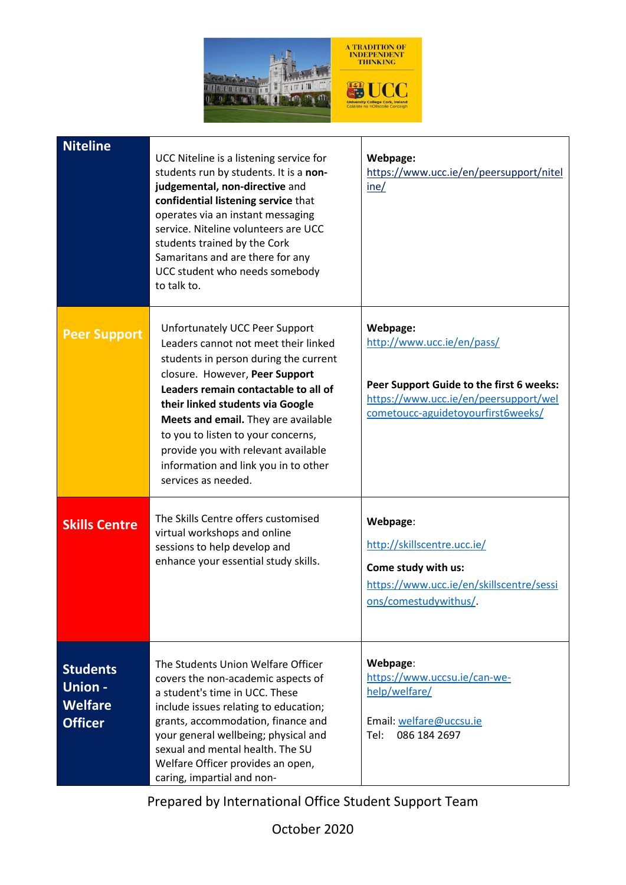| Niteline | UCC Niteline is a listening service for students run by students. It is a **non-judgemental, non-directive** and **confidential listening service** that operates via an instant messaging service. Niteline volunteers are UCC students trained by the Cork Samaritans and are there for any UCC student who needs somebody to talk to. | **Webpage:** https://www.ucc.ie/en/peersupport/niteline/ |
|---|---|---|
| Peer Support | Unfortunately UCC Peer Support Leaders cannot not meet their linked students in person during the current closure. However, **Peer Support Leaders remain contactable to all of their linked students via Google Meets and email.** They are available to you to listen to your concerns, provide you with relevant available information and link you in to other services as needed. | **Webpage:** http://www.ucc.ie/en/pass/ <br><br> **Peer Support Guide to the first 6 weeks:** https://www.ucc.ie/en/peersupport/welcometoucc-aguidetoyourfirst6weeks/ |
| Skills Centre | The Skills Centre offers customised virtual workshops and online sessions to help develop and enhance your essential study skills. | **Webpage**: <br> http://skillscentre.ucc.ie/ <br> **Come study with us:** <br> https://www.ucc.ie/en/skillscentre/sessions/comestudywithus/. |
| Students Union - Welfare Officer | The Students Union Welfare Officer covers the non-academic aspects of a student's time in UCC. These include issues relating to education; grants, accommodation, finance and your general wellbeing; physical and sexual and mental health. The SU Welfare Officer provides an open, caring, impartial and non- | **Webpage**: https://www.uccsu.ie/can-we-help/welfare/ <br><br> Email: welfare@uccsu.ie <br> Tel: 086 184 2697 |

Prepared by International Office Student Support Team

October 2020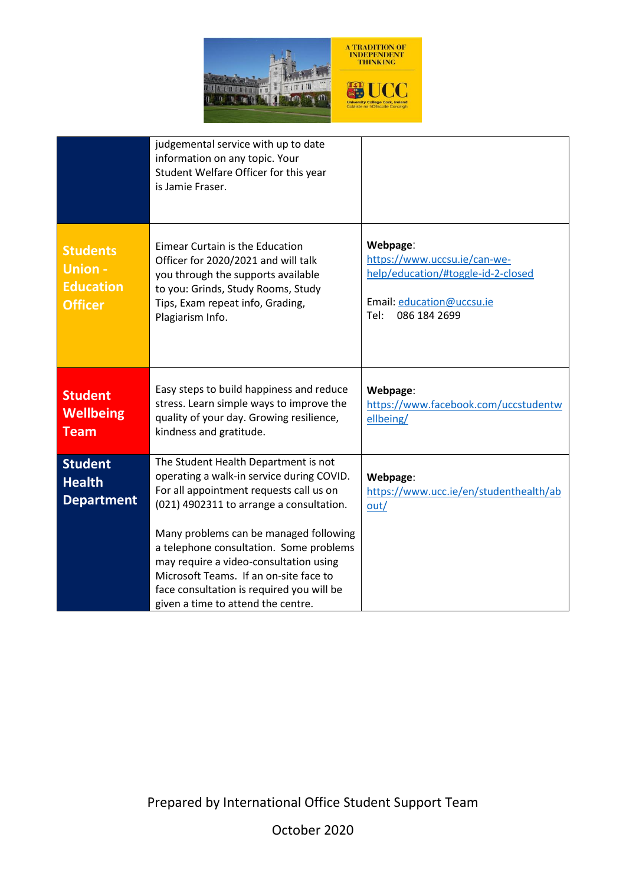| | | |
|---|---|---|
| | judgemental service with up to date information on any topic. Your Student Welfare Officer for this year is Jamie Fraser. | |
| **Students Union - Education Officer** | Eimear Curtain is the Education Officer for 2020/2021 and will talk you through the supports available to you: Grinds, Study Rooms, Study Tips, Exam repeat info, Grading, Plagiarism Info. | **Webpage**: https://www.uccsu.ie/can-we-help/education/#toggle-id-2-closed<br><br>Email: education@uccsu.ie<br>Tel: 086 184 2699 |
| **Student Wellbeing Team** | Easy steps to build happiness and reduce stress. Learn simple ways to improve the quality of your day. Growing resilience, kindness and gratitude. | **Webpage**: https://www.facebook.com/uccstudentwellbeing/ |
| **Student Health Department** | The Student Health Department is not operating a walk-in service during COVID. For all appointment requests call us on (021) 4902311 to arrange a consultation.<br><br>Many problems can be managed following a telephone consultation. Some problems may require a video-consultation using Microsoft Teams. If an on-site face to face consultation is required you will be given a time to attend the centre. | **Webpage**: https://www.ucc.ie/en/studenthealth/about/ |

Prepared by International Office Student Support Team

October 2020